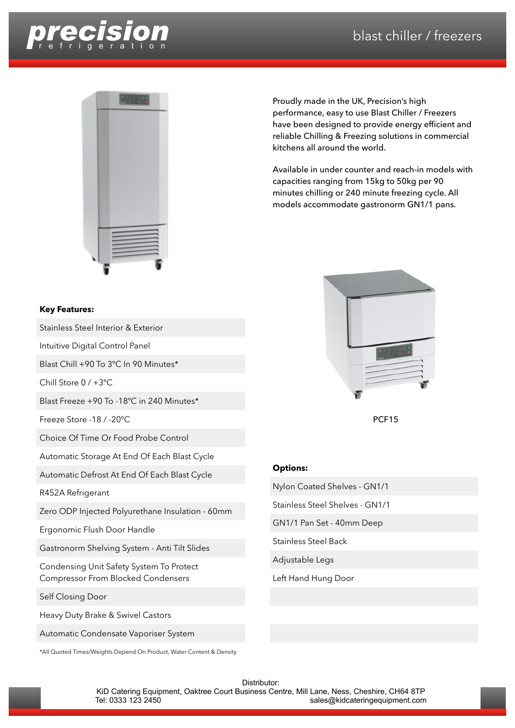# precision refrigeration

## blast chiller / freezers

Proudly made in the UK, Precision's high performance, easy to use Blast Chiller / Freezers have been designed to provide energy efficient and reliable Chilling & Freezing solutions in commercial kitchens all around the world.

Available in under counter and reach-in models with capacities ranging from 15kg to 50kg per 90 minutes chilling or 240 minute freezing cycle. All models accommodate gastronorm GN1/1 pans.

PCF15

**Key Features:**

- Stainless Steel Interior & Exterior
- Intuitive Digital Control Panel
- Blast Chill +90 To 3°C In 90 Minutes*
- Chill Store 0 / +3°C
- Blast Freeze +90 To -18°C in 240 Minutes*
- Freeze Store -18 / -20°C
- Choice Of Time Or Food Probe Control
- Automatic Storage At End Of Each Blast Cycle
- Automatic Defrost At End Of Each Blast Cycle
- R452A Refrigerant
- Zero ODP Injected Polyurethane Insulation - 60mm
- Ergonomic Flush Door Handle
- Gastronorm Shelving System - Anti Tilt Slides
- Condensing Unit Safety System To Protect Compressor From Blocked Condensers
- Self Closing Door
- Heavy Duty Brake & Swivel Castors
- Automatic Condensate Vaporiser System

*All Quoted Times/Weights Depend On Product, Water Content & Density

**Options:**

- Nylon Coated Shelves - GN1/1
- Stainless Steel Shelves - GN1/1
- GN1/1 Pan Set - 40mm Deep
- Stainless Steel Back
- Adjustable Legs
- Left Hand Hung Door

Distributor:
KiD Catering Equipment, Oaktree Court Business Centre, Mill Lane, Ness, Cheshire, CH64 8TP
Tel: 0333 123 2450 sales@kidcateringequipment.com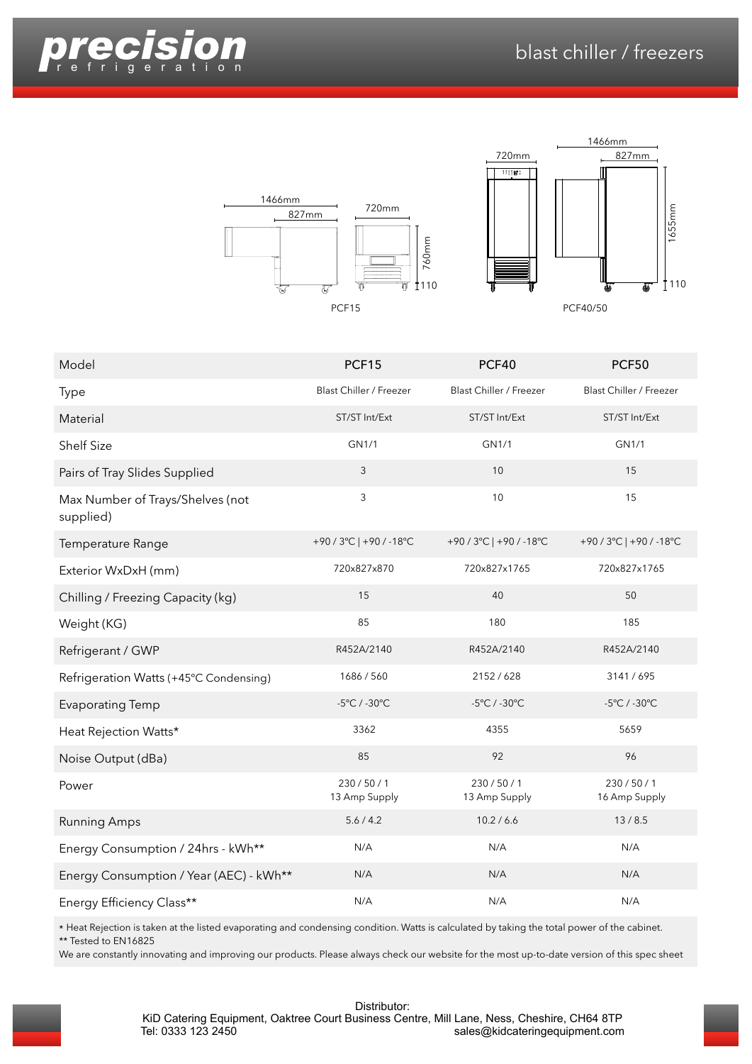# precision refrigeration

## blast chiller / freezers

1466mm
827mm
720mm
760mm
110
PCF15

720mm
1466mm
827mm
1655mm
110
PCF40/50

| Model | PCF15 | PCF40 | PCF50 |
|---|---|---|---|
| Type | Blast Chiller / Freezer | Blast Chiller / Freezer | Blast Chiller / Freezer |
| Material | ST/ST Int/Ext | ST/ST Int/Ext | ST/ST Int/Ext |
| Shelf Size | GN1/1 | GN1/1 | GN1/1 |
| Pairs of Tray Slides Supplied | 3 | 10 | 15 |
| Max Number of Trays/Shelves (not supplied) | 3 | 10 | 15 |
| Temperature Range | +90 / 3°C \| +90 / -18°C | +90 / 3°C \| +90 / -18°C | +90 / 3°C \| +90 / -18°C |
| Exterior WxDxH (mm) | 720x827x870 | 720x827x1765 | 720x827x1765 |
| Chilling / Freezing Capacity (kg) | 15 | 40 | 50 |
| Weight (KG) | 85 | 180 | 185 |
| Refrigerant / GWP | R452A/2140 | R452A/2140 | R452A/2140 |
| Refrigeration Watts (+45°C Condensing) | 1686 / 560 | 2152 / 628 | 3141 / 695 |
| Evaporating Temp | -5°C / -30°C | -5°C / -30°C | -5°C / -30°C |
| Heat Rejection Watts* | 3362 | 4355 | 5659 |
| Noise Output (dBa) | 85 | 92 | 96 |
| Power | 230 / 50 / 1 13 Amp Supply | 230 / 50 / 1 13 Amp Supply | 230 / 50 / 1 16 Amp Supply |
| Running Amps | 5.6 / 4.2 | 10.2 / 6.6 | 13 / 8.5 |
| Energy Consumption / 24hrs - kWh** | N/A | N/A | N/A |
| Energy Consumption / Year (AEC) - kWh** | N/A | N/A | N/A |
| Energy Efficiency Class** | N/A | N/A | N/A |

* Heat Rejection is taken at the listed evaporating and condensing condition. Watts is calculated by taking the total power of the cabinet.
** Tested to EN16825
We are constantly innovating and improving our products. Please always check our website for the most up-to-date version of this spec sheet

Distributor:
KiD Catering Equipment, Oaktree Court Business Centre, Mill Lane, Ness, Cheshire, CH64 8TP
Tel: 0333 123 2450 sales@kidcateringequipment.com